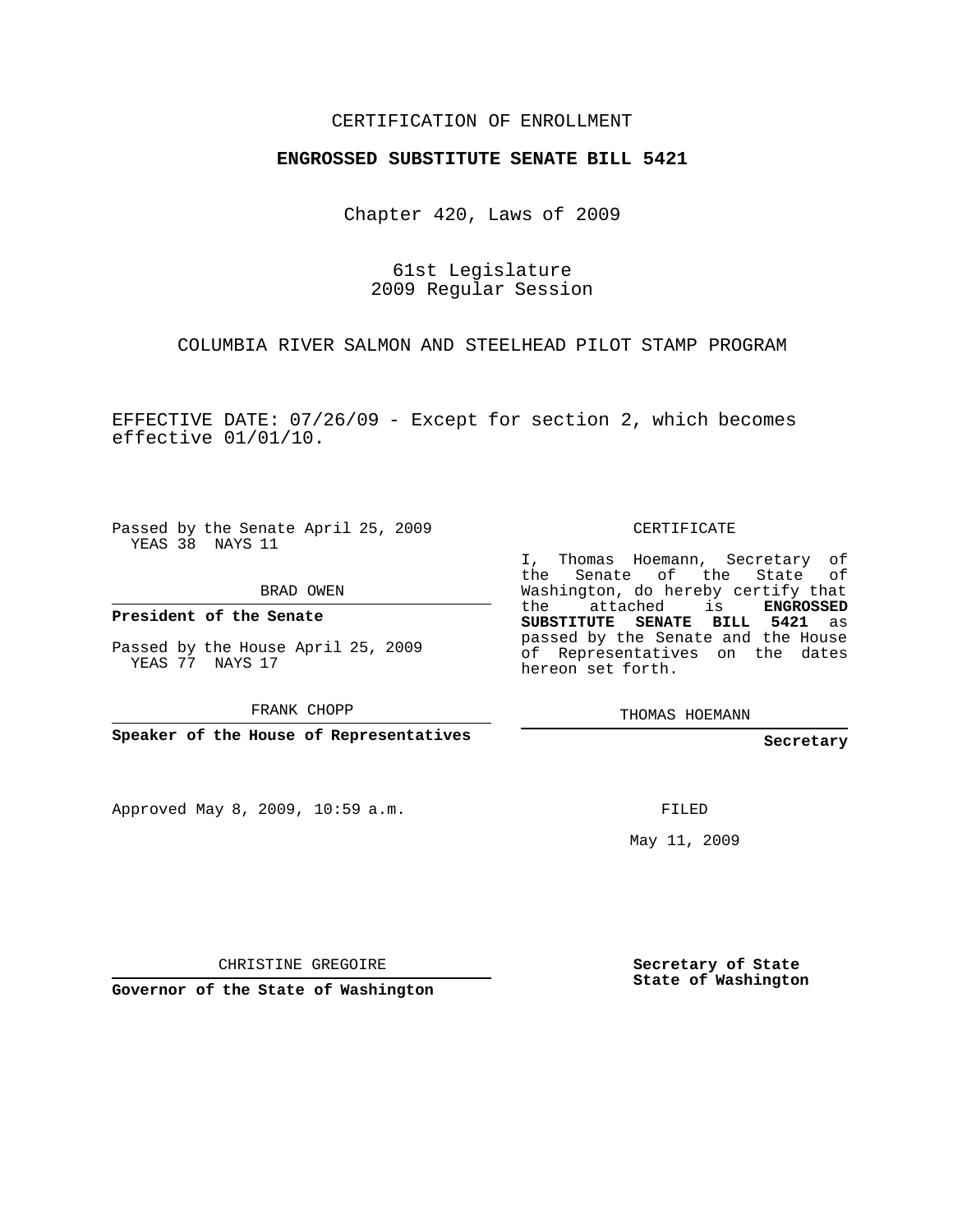CERTIFICATION OF ENROLLMENT

**ENGROSSED SUBSTITUTE SENATE BILL 5421**

Chapter 420, Laws of 2009

61st Legislature
2009 Regular Session

COLUMBIA RIVER SALMON AND STEELHEAD PILOT STAMP PROGRAM

EFFECTIVE DATE: 07/26/09 - Except for section 2, which becomes effective 01/01/10.

Passed by the Senate April 25, 2009
YEAS 38 NAYS 11

BRAD OWEN

**President of the Senate**

Passed by the House April 25, 2009
YEAS 77 NAYS 17

FRANK CHOPP

**Speaker of the House of Representatives**

Approved May 8, 2009, 10:59 a.m.

CHRISTINE GREGOIRE

**Governor of the State of Washington**

CERTIFICATE

I, Thomas Hoemann, Secretary of the Senate of the State of Washington, do hereby certify that the attached is **ENGROSSED SUBSTITUTE SENATE BILL 5421** as passed by the Senate and the House of Representatives on the dates hereon set forth.

THOMAS HOEMANN

**Secretary**

FILED

May 11, 2009

**Secretary of State**
**State of Washington**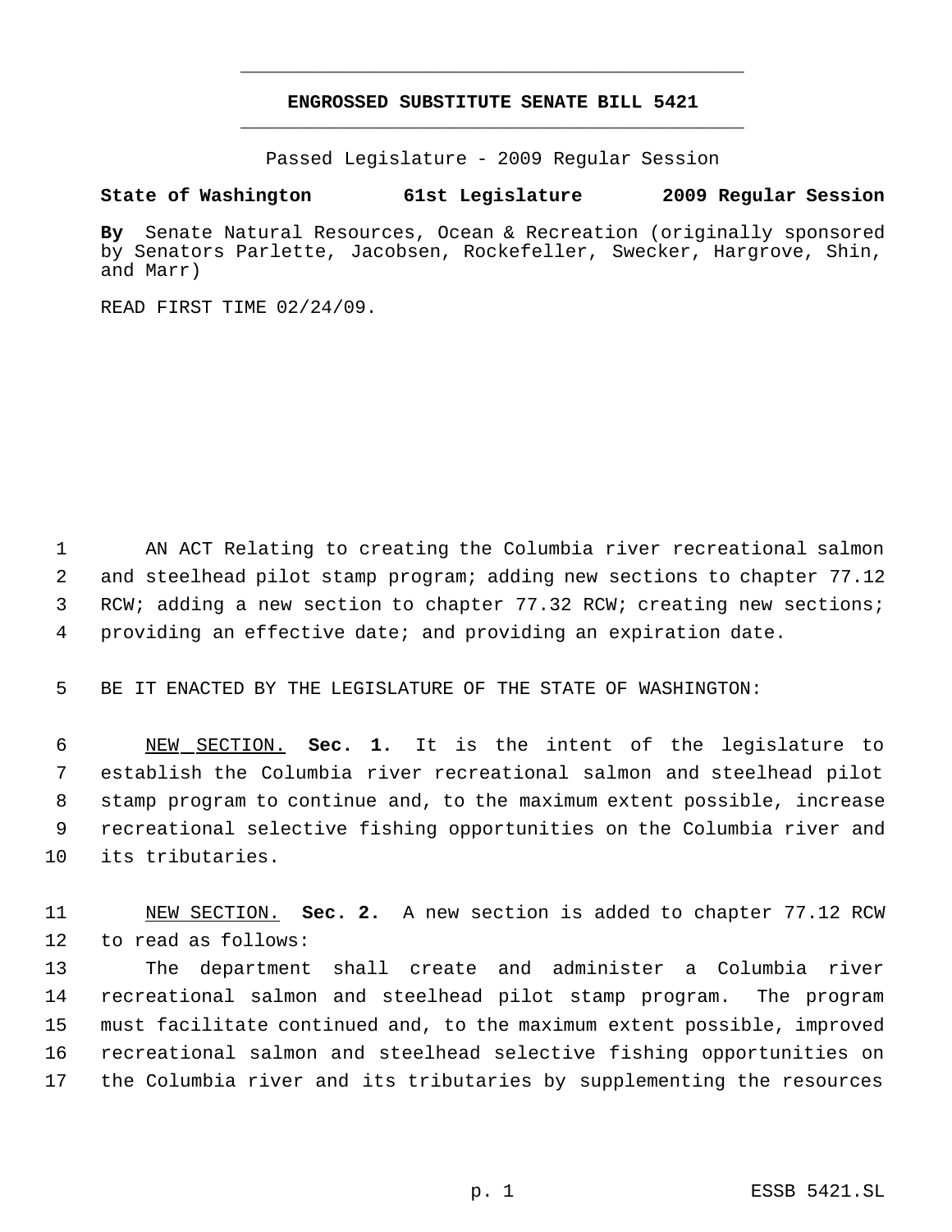# ENGROSSED SUBSTITUTE SENATE BILL 5421

Passed Legislature - 2009 Regular Session

**State of Washington 61st Legislature 2009 Regular Session**

**By** Senate Natural Resources, Ocean & Recreation (originally sponsored by Senators Parlette, Jacobsen, Rockefeller, Swecker, Hargrove, Shin, and Marr)

READ FIRST TIME 02/24/09.

AN ACT Relating to creating the Columbia river recreational salmon and steelhead pilot stamp program; adding new sections to chapter 77.12 RCW; adding a new section to chapter 77.32 RCW; creating new sections; providing an effective date; and providing an expiration date.

BE IT ENACTED BY THE LEGISLATURE OF THE STATE OF WASHINGTON:

NEW SECTION. **Sec. 1.** It is the intent of the legislature to establish the Columbia river recreational salmon and steelhead pilot stamp program to continue and, to the maximum extent possible, increase recreational selective fishing opportunities on the Columbia river and its tributaries.

NEW SECTION. **Sec. 2.** A new section is added to chapter 77.12 RCW to read as follows:

The department shall create and administer a Columbia river recreational salmon and steelhead pilot stamp program. The program must facilitate continued and, to the maximum extent possible, improved recreational salmon and steelhead selective fishing opportunities on the Columbia river and its tributaries by supplementing the resources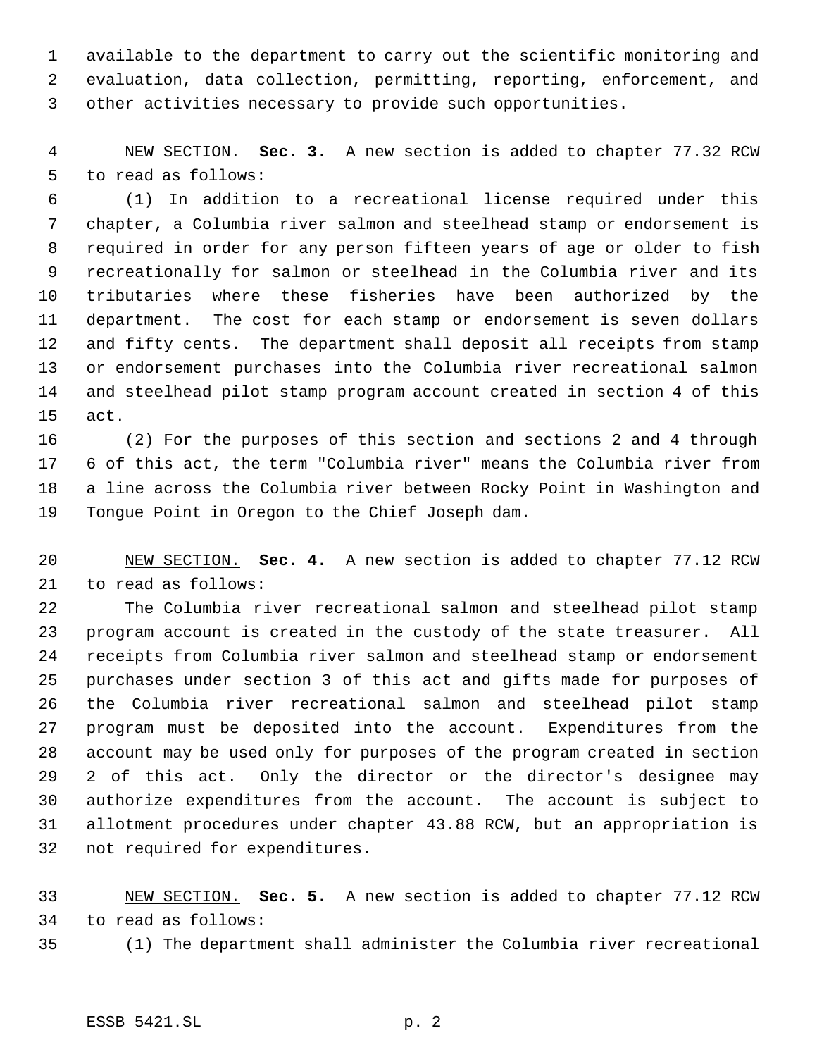available to the department to carry out the scientific monitoring and evaluation, data collection, permitting, reporting, enforcement, and other activities necessary to provide such opportunities.

NEW SECTION. **Sec. 3.** A new section is added to chapter 77.32 RCW to read as follows:

(1) In addition to a recreational license required under this chapter, a Columbia river salmon and steelhead stamp or endorsement is required in order for any person fifteen years of age or older to fish recreationally for salmon or steelhead in the Columbia river and its tributaries where these fisheries have been authorized by the department. The cost for each stamp or endorsement is seven dollars and fifty cents. The department shall deposit all receipts from stamp or endorsement purchases into the Columbia river recreational salmon and steelhead pilot stamp program account created in section 4 of this act.

(2) For the purposes of this section and sections 2 and 4 through 6 of this act, the term "Columbia river" means the Columbia river from a line across the Columbia river between Rocky Point in Washington and Tongue Point in Oregon to the Chief Joseph dam.

NEW SECTION. **Sec. 4.** A new section is added to chapter 77.12 RCW to read as follows:

The Columbia river recreational salmon and steelhead pilot stamp program account is created in the custody of the state treasurer. All receipts from Columbia river salmon and steelhead stamp or endorsement purchases under section 3 of this act and gifts made for purposes of the Columbia river recreational salmon and steelhead pilot stamp program must be deposited into the account. Expenditures from the account may be used only for purposes of the program created in section 2 of this act. Only the director or the director's designee may authorize expenditures from the account. The account is subject to allotment procedures under chapter 43.88 RCW, but an appropriation is not required for expenditures.

NEW SECTION. **Sec. 5.** A new section is added to chapter 77.12 RCW to read as follows:

(1) The department shall administer the Columbia river recreational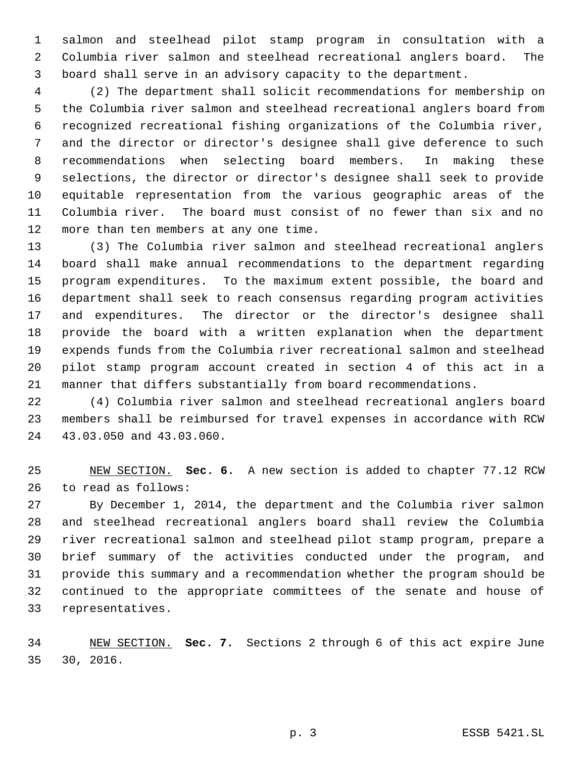salmon and steelhead pilot stamp program in consultation with a Columbia river salmon and steelhead recreational anglers board. The board shall serve in an advisory capacity to the department.

(2) The department shall solicit recommendations for membership on the Columbia river salmon and steelhead recreational anglers board from recognized recreational fishing organizations of the Columbia river, and the director or director's designee shall give deference to such recommendations when selecting board members. In making these selections, the director or director's designee shall seek to provide equitable representation from the various geographic areas of the Columbia river. The board must consist of no fewer than six and no more than ten members at any one time.

(3) The Columbia river salmon and steelhead recreational anglers board shall make annual recommendations to the department regarding program expenditures. To the maximum extent possible, the board and department shall seek to reach consensus regarding program activities and expenditures. The director or the director's designee shall provide the board with a written explanation when the department expends funds from the Columbia river recreational salmon and steelhead pilot stamp program account created in section 4 of this act in a manner that differs substantially from board recommendations.

(4) Columbia river salmon and steelhead recreational anglers board members shall be reimbursed for travel expenses in accordance with RCW 43.03.050 and 43.03.060.

NEW SECTION. **Sec. 6.** A new section is added to chapter 77.12 RCW to read as follows:

By December 1, 2014, the department and the Columbia river salmon and steelhead recreational anglers board shall review the Columbia river recreational salmon and steelhead pilot stamp program, prepare a brief summary of the activities conducted under the program, and provide this summary and a recommendation whether the program should be continued to the appropriate committees of the senate and house of representatives.

NEW SECTION. **Sec. 7.** Sections 2 through 6 of this act expire June 30, 2016.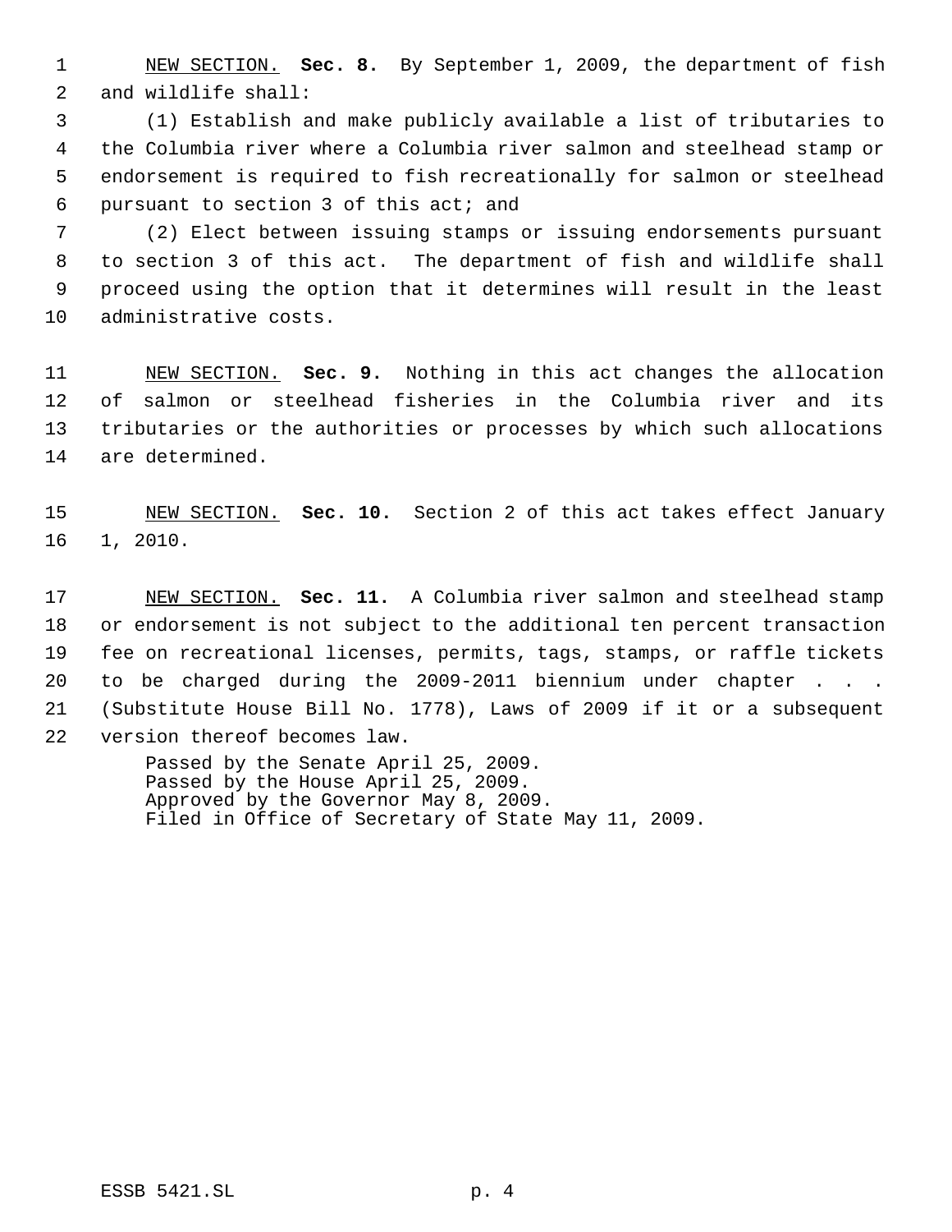NEW SECTION. **Sec. 8.** By September 1, 2009, the department of fish and wildlife shall:

(1) Establish and make publicly available a list of tributaries to the Columbia river where a Columbia river salmon and steelhead stamp or endorsement is required to fish recreationally for salmon or steelhead pursuant to section 3 of this act; and

(2) Elect between issuing stamps or issuing endorsements pursuant to section 3 of this act. The department of fish and wildlife shall proceed using the option that it determines will result in the least administrative costs.

NEW SECTION. **Sec. 9.** Nothing in this act changes the allocation of salmon or steelhead fisheries in the Columbia river and its tributaries or the authorities or processes by which such allocations are determined.

NEW SECTION. **Sec. 10.** Section 2 of this act takes effect January 1, 2010.

NEW SECTION. **Sec. 11.** A Columbia river salmon and steelhead stamp or endorsement is not subject to the additional ten percent transaction fee on recreational licenses, permits, tags, stamps, or raffle tickets to be charged during the 2009-2011 biennium under chapter . . . (Substitute House Bill No. 1778), Laws of 2009 if it or a subsequent version thereof becomes law.

Passed by the Senate April 25, 2009.
Passed by the House April 25, 2009.
Approved by the Governor May 8, 2009.
Filed in Office of Secretary of State May 11, 2009.